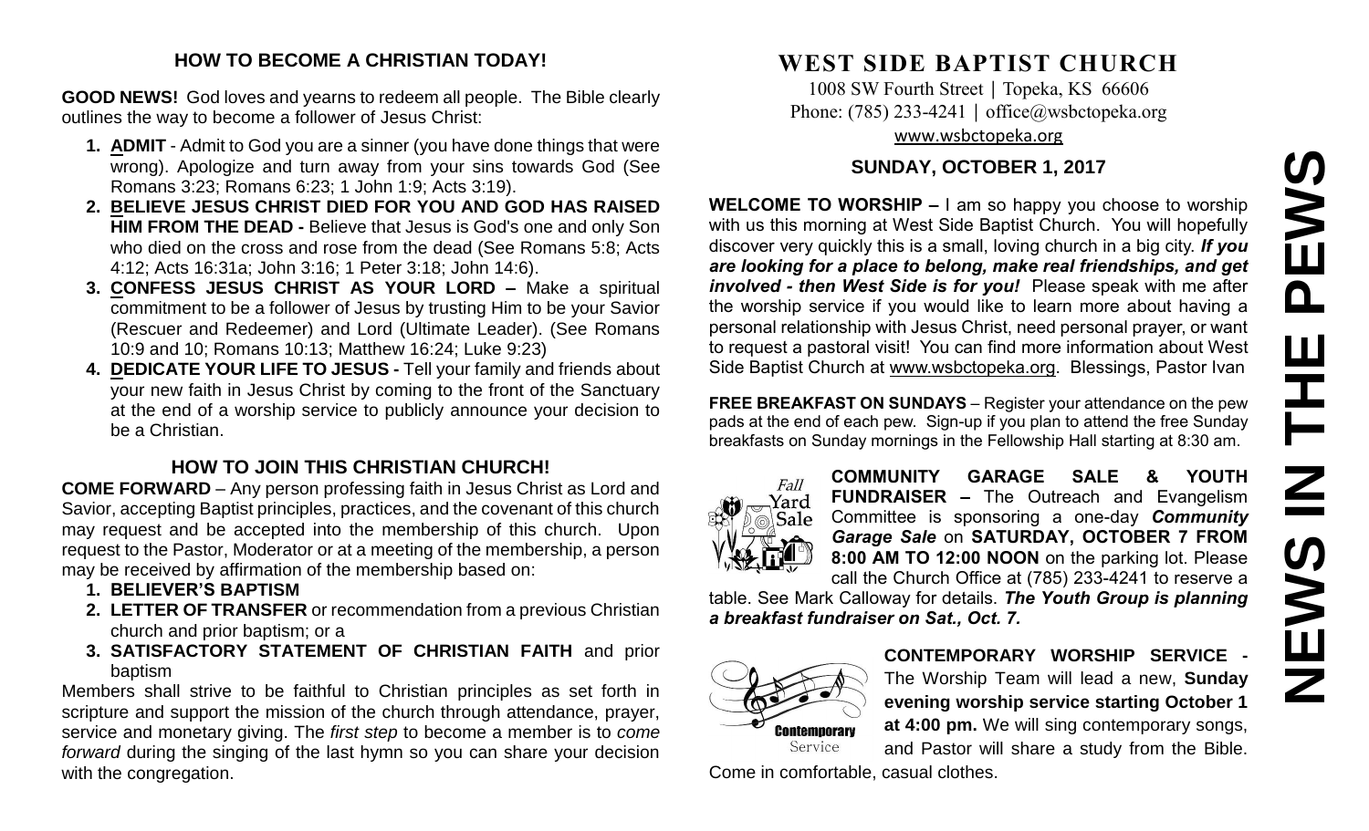## HOW TO BECOME A CHRISTIAN TODAY!

**GOOD NEWS!** God loves and yearns to redeem all people. The Bible clearly outlines the way to become a follower of Jesus Christ:

1. **ADMIT** - Admit to God you are a sinner (you have done things that were wrong). Apologize and turn away from your sins towards God (See Romans 3:23; Romans 6:23; 1 John 1:9; Acts 3:19).
2. **BELIEVE JESUS CHRIST DIED FOR YOU AND GOD HAS RAISED HIM FROM THE DEAD -** Believe that Jesus is God's one and only Son who died on the cross and rose from the dead (See Romans 5:8; Acts 4:12; Acts 16:31a; John 3:16; 1 Peter 3:18; John 14:6).
3. **CONFESS JESUS CHRIST AS YOUR LORD –** Make a spiritual commitment to be a follower of Jesus by trusting Him to be your Savior (Rescuer and Redeemer) and Lord (Ultimate Leader). (See Romans 10:9 and 10; Romans 10:13; Matthew 16:24; Luke 9:23)
4. **DEDICATE YOUR LIFE TO JESUS -** Tell your family and friends about your new faith in Jesus Christ by coming to the front of the Sanctuary at the end of a worship service to publicly announce your decision to be a Christian.

## HOW TO JOIN THIS CHRISTIAN CHURCH!

**COME FORWARD** – Any person professing faith in Jesus Christ as Lord and Savior, accepting Baptist principles, practices, and the covenant of this church may request and be accepted into the membership of this church. Upon request to the Pastor, Moderator or at a meeting of the membership, a person may be received by affirmation of the membership based on:

1. **BELIEVER'S BAPTISM**
2. **LETTER OF TRANSFER** or recommendation from a previous Christian church and prior baptism; or a
3. **SATISFACTORY STATEMENT OF CHRISTIAN FAITH** and prior baptism

Members shall strive to be faithful to Christian principles as set forth in scripture and support the mission of the church through attendance, prayer, service and monetary giving. The *first step* to become a member is to *come forward* during the singing of the last hymn so you can share your decision with the congregation.

# WEST SIDE BAPTIST CHURCH

1008 SW Fourth Street | Topeka, KS 66606
Phone: (785) 233-4241 | office@wsbctopeka.org
www.wsbctopeka.org

### SUNDAY, OCTOBER 1, 2017

**WELCOME TO WORSHIP –** I am so happy you choose to worship with us this morning at West Side Baptist Church. You will hopefully discover very quickly this is a small, loving church in a big city. ***If you are looking for a place to belong, make real friendships, and get involved - then West Side is for you!*** Please speak with me after the worship service if you would like to learn more about having a personal relationship with Jesus Christ, need personal prayer, or want to request a pastoral visit! You can find more information about West Side Baptist Church at www.wsbctopeka.org. Blessings, Pastor Ivan

**FREE BREAKFAST ON SUNDAYS** – Register your attendance on the pew pads at the end of each pew. Sign-up if you plan to attend the free Sunday breakfasts on Sunday mornings in the Fellowship Hall starting at 8:30 am.

**COMMUNITY GARAGE SALE & YOUTH FUNDRAISER –** The Outreach and Evangelism Committee is sponsoring a one-day ***Community Garage Sale*** on **SATURDAY, OCTOBER 7 FROM 8:00 AM TO 12:00 NOON** on the parking lot. Please call the Church Office at (785) 233-4241 to reserve a table. See Mark Calloway for details. ***The Youth Group is planning a breakfast fundraiser on Sat., Oct. 7.***

**CONTEMPORARY WORSHIP SERVICE -** The Worship Team will lead a new, **Sunday evening worship service starting October 1 at 4:00 pm.** We will sing contemporary songs, and Pastor will share a study from the Bible. Come in comfortable, casual clothes.

# NEWS IN THE PEWS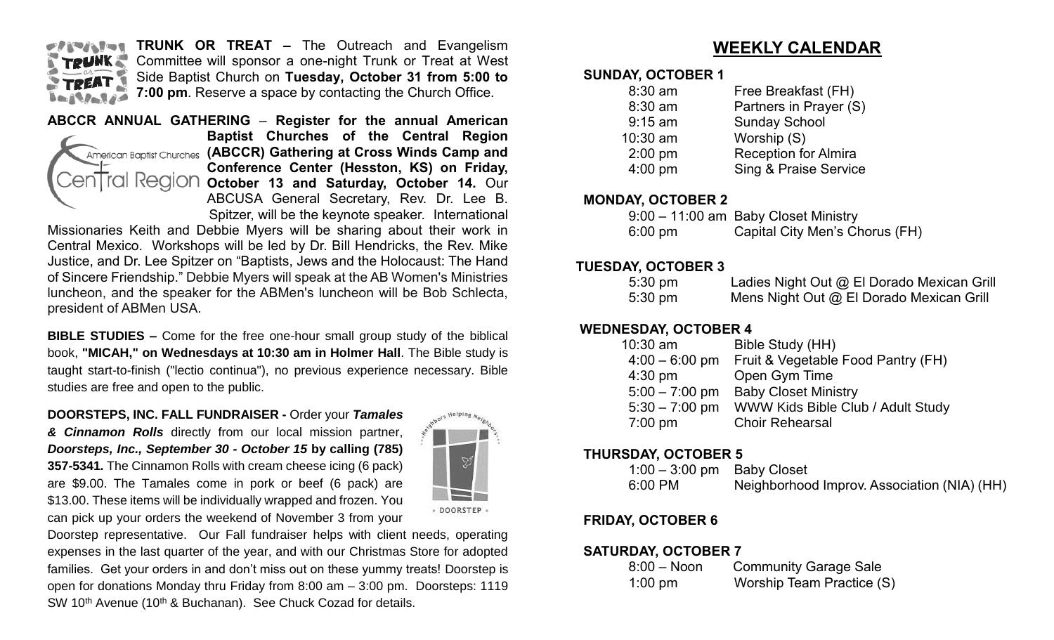**TRUNK OR TREAT –** The Outreach and Evangelism Committee will sponsor a one-night Trunk or Treat at West Side Baptist Church on **Tuesday, October 31 from 5:00 to 7:00 pm**. Reserve a space by contacting the Church Office.

**ABCCR ANNUAL GATHERING** – **Register for the annual American Baptist Churches of the Central Region (ABCCR) Gathering at Cross Winds Camp and Conference Center (Hesston, KS) on Friday, October 13 and Saturday, October 14.** Our ABCUSA General Secretary, Rev. Dr. Lee B. Spitzer, will be the keynote speaker. International Missionaries Keith and Debbie Myers will be sharing about their work in Central Mexico. Workshops will be led by Dr. Bill Hendricks, the Rev. Mike Justice, and Dr. Lee Spitzer on "Baptists, Jews and the Holocaust: The Hand of Sincere Friendship." Debbie Myers will speak at the AB Women's Ministries luncheon, and the speaker for the ABMen's luncheon will be Bob Schlecta, president of ABMen USA.

**BIBLE STUDIES –** Come for the free one-hour small group study of the biblical book, **"MICAH," on Wednesdays at 10:30 am in Holmer Hall**. The Bible study is taught start-to-finish ("lectio continua"), no previous experience necessary. Bible studies are free and open to the public.

**DOORSTEPS, INC. FALL FUNDRAISER -** Order your ***Tamales & Cinnamon Rolls*** directly from our local mission partner, ***Doorsteps, Inc., September 30 - October 15* by calling (785) 357-5341.** The Cinnamon Rolls with cream cheese icing (6 pack) are $9.00. The Tamales come in pork or beef (6 pack) are $13.00. These items will be individually wrapped and frozen. You can pick up your orders the weekend of November 3 from your Doorstep representative. Our Fall fundraiser helps with client needs, operating expenses in the last quarter of the year, and with our Christmas Store for adopted families. Get your orders in and don't miss out on these yummy treats! Doorstep is open for donations Monday thru Friday from 8:00 am – 3:00 pm. Doorsteps: 1119 SW 10th Avenue (10th & Buchanan). See Chuck Cozad for details.

## WEEKLY CALENDAR

**SUNDAY, OCTOBER 1**

| | |
|---|---|
| 8:30 am | Free Breakfast (FH) |
| 8:30 am | Partners in Prayer (S) |
| 9:15 am | Sunday School |
| 10:30 am | Worship (S) |
| 2:00 pm | Reception for Almira |
| 4:00 pm | Sing & Praise Service |

**MONDAY, OCTOBER 2**

| | |
|---|---|
| 9:00 – 11:00 am | Baby Closet Ministry |
| 6:00 pm | Capital City Men's Chorus (FH) |

**TUESDAY, OCTOBER 3**

| | |
|---|---|
| 5:30 pm | Ladies Night Out @ El Dorado Mexican Grill |
| 5:30 pm | Mens Night Out @ El Dorado Mexican Grill |

**WEDNESDAY, OCTOBER 4**

| | |
|---|---|
| 10:30 am | Bible Study (HH) |
| 4:00 – 6:00 pm | Fruit & Vegetable Food Pantry (FH) |
| 4:30 pm | Open Gym Time |
| 5:00 – 7:00 pm | Baby Closet Ministry |
| 5:30 – 7:00 pm | WWW Kids Bible Club / Adult Study |
| 7:00 pm | Choir Rehearsal |

**THURSDAY, OCTOBER 5**

| | |
|---|---|
| 1:00 – 3:00 pm | Baby Closet |
| 6:00 PM | Neighborhood Improv. Association (NIA) (HH) |

**FRIDAY, OCTOBER 6**

**SATURDAY, OCTOBER 7**

| | |
|---|---|
| 8:00 – Noon | Community Garage Sale |
| 1:00 pm | Worship Team Practice (S) |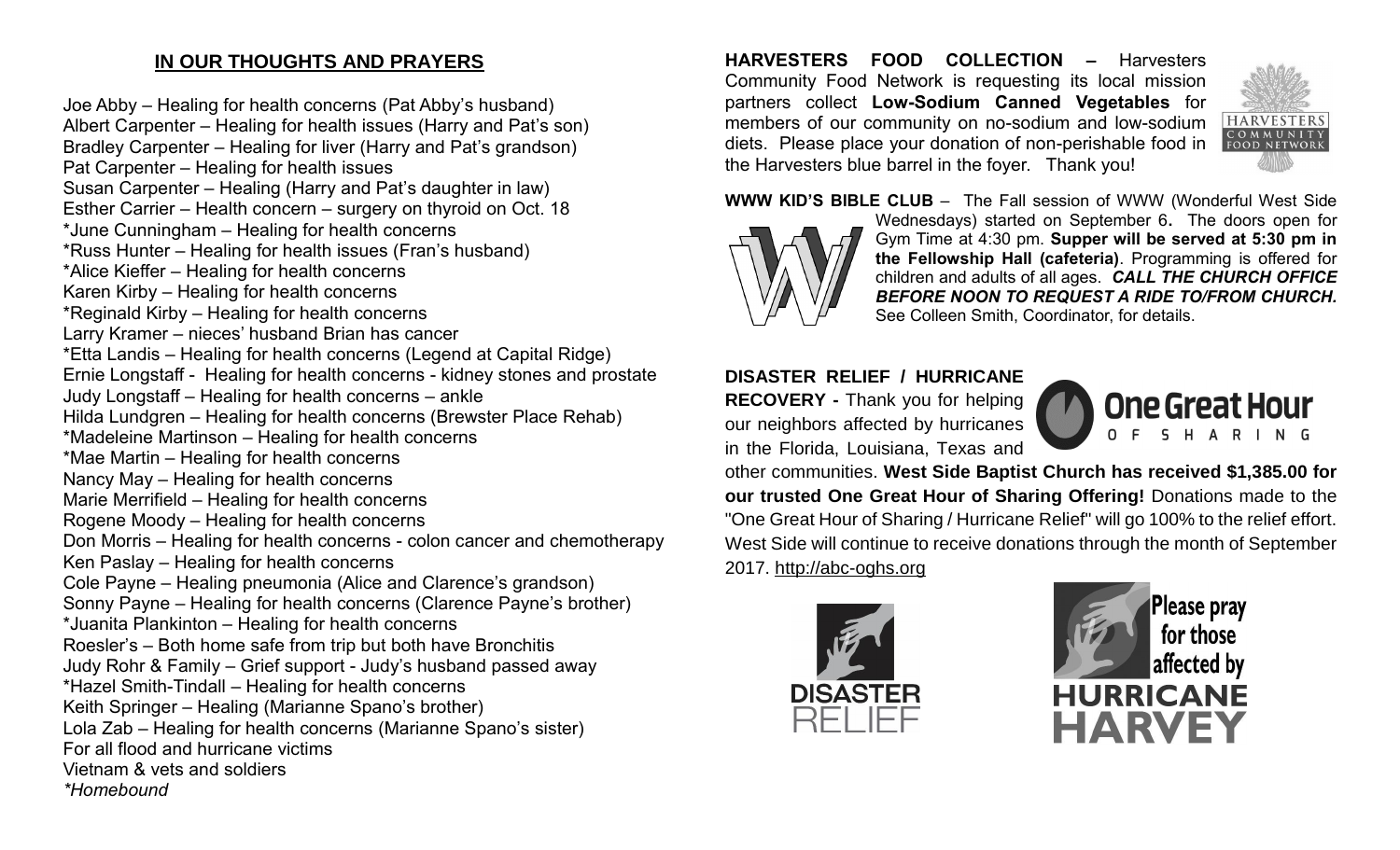## IN OUR THOUGHTS AND PRAYERS

Joe Abby – Healing for health concerns (Pat Abby's husband)
Albert Carpenter – Healing for health issues (Harry and Pat's son)
Bradley Carpenter – Healing for liver (Harry and Pat's grandson)
Pat Carpenter – Healing for health issues
Susan Carpenter – Healing (Harry and Pat's daughter in law)
Esther Carrier – Health concern – surgery on thyroid on Oct. 18
*June Cunningham – Healing for health concerns
*Russ Hunter – Healing for health issues (Fran's husband)
*Alice Kieffer – Healing for health concerns
Karen Kirby – Healing for health concerns
*Reginald Kirby – Healing for health concerns
Larry Kramer – nieces' husband Brian has cancer
*Etta Landis – Healing for health concerns (Legend at Capital Ridge)
Ernie Longstaff - Healing for health concerns - kidney stones and prostate
Judy Longstaff – Healing for health concerns – ankle
Hilda Lundgren – Healing for health concerns (Brewster Place Rehab)
*Madeleine Martinson – Healing for health concerns
*Mae Martin – Healing for health concerns
Nancy May – Healing for health concerns
Marie Merrifield – Healing for health concerns
Rogene Moody – Healing for health concerns
Don Morris – Healing for health concerns - colon cancer and chemotherapy
Ken Paslay – Healing for health concerns
Cole Payne – Healing pneumonia (Alice and Clarence's grandson)
Sonny Payne – Healing for health concerns (Clarence Payne's brother)
*Juanita Plankinton – Healing for health concerns
Roesler's – Both home safe from trip but both have Bronchitis
Judy Rohr & Family – Grief support - Judy's husband passed away
*Hazel Smith-Tindall – Healing for health concerns
Keith Springer – Healing (Marianne Spano's brother)
Lola Zab – Healing for health concerns (Marianne Spano's sister)
For all flood and hurricane victims
Vietnam & vets and soldiers
*\*Homebound*

**HARVESTERS FOOD COLLECTION –** Harvesters Community Food Network is requesting its local mission partners collect **Low-Sodium Canned Vegetables** for members of our community on no-sodium and low-sodium diets. Please place your donation of non-perishable food in the Harvesters blue barrel in the foyer. Thank you!

HARVESTERS COMMUNITY FOOD NETWORK

**WWW KID'S BIBLE CLUB** – The Fall session of WWW (Wonderful West Side Wednesdays) started on September 6**.** The doors open for Gym Time at 4:30 pm. **Supper will be served at 5:30 pm in the Fellowship Hall (cafeteria)**. Programming is offered for children and adults of all ages. ***CALL THE CHURCH OFFICE BEFORE NOON TO REQUEST A RIDE TO/FROM CHURCH.*** See Colleen Smith, Coordinator, for details.

**DISASTER RELIEF / HURRICANE RECOVERY -** Thank you for helping our neighbors affected by hurricanes in the Florida, Louisiana, Texas and other communities. **West Side Baptist Church has received $1,385.00 for our trusted One Great Hour of Sharing Offering!** Donations made to the "One Great Hour of Sharing / Hurricane Relief" will go 100% to the relief effort. West Side will continue to receive donations through the month of September 2017. http://abc-oghs.org

One Great Hour OF SHARING

DISASTER RELIEF

Please pray for those affected by HURRICANE HARVEY